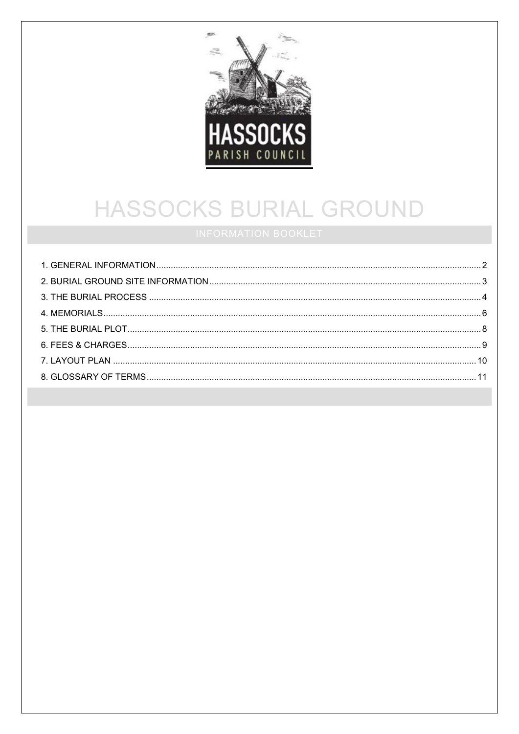HASSOCKS PARISH COUNCIL

# HASSOCKS BURIAL GROUND

## INFORMATION BOOKLET

1. GENERAL INFORMATION .......... 2
2. BURIAL GROUND SITE INFORMATION .......... 3
3. THE BURIAL PROCESS .......... 4
4. MEMORIALS .......... 6
5. THE BURIAL PLOT .......... 8
6. FEES & CHARGES .......... 9
7. LAYOUT PLAN .......... 10
8. GLOSSARY OF TERMS .......... 11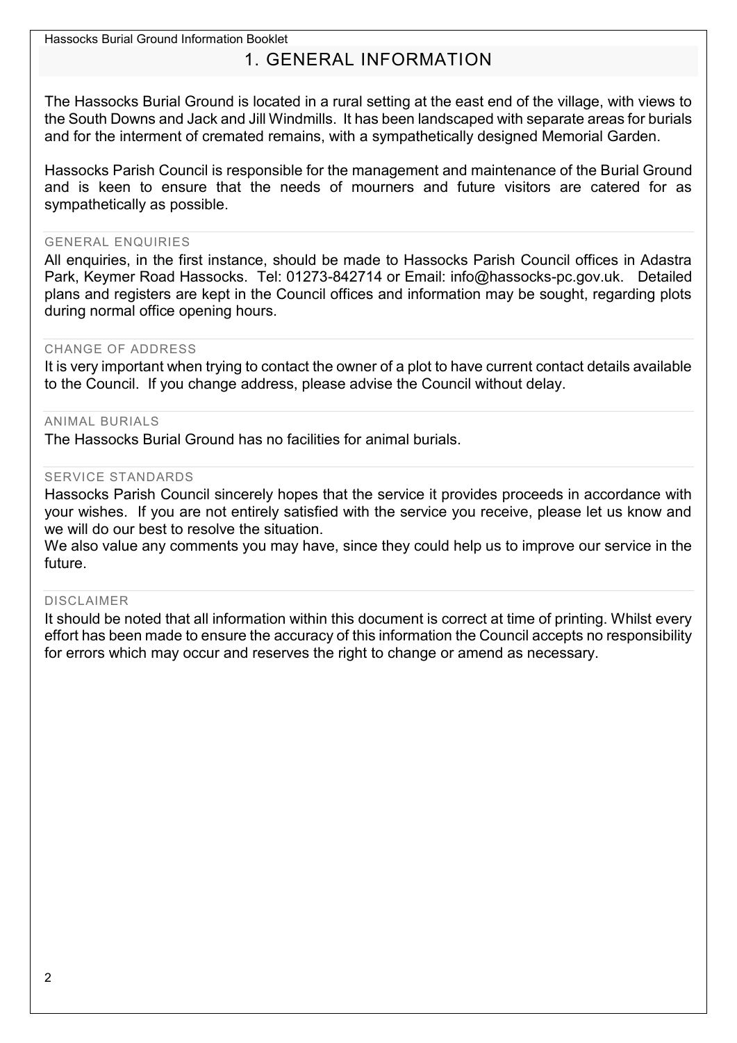# 1. GENERAL INFORMATION

The Hassocks Burial Ground is located in a rural setting at the east end of the village, with views to the South Downs and Jack and Jill Windmills. It has been landscaped with separate areas for burials and for the interment of cremated remains, with a sympathetically designed Memorial Garden.

Hassocks Parish Council is responsible for the management and maintenance of the Burial Ground and is keen to ensure that the needs of mourners and future visitors are catered for as sympathetically as possible.

## GENERAL ENQUIRIES

All enquiries, in the first instance, should be made to Hassocks Parish Council offices in Adastra Park, Keymer Road Hassocks. Tel: 01273-842714 or Email: info@hassocks-pc.gov.uk. Detailed plans and registers are kept in the Council offices and information may be sought, regarding plots during normal office opening hours.

## CHANGE OF ADDRESS

It is very important when trying to contact the owner of a plot to have current contact details available to the Council. If you change address, please advise the Council without delay.

## ANIMAL BURIALS

The Hassocks Burial Ground has no facilities for animal burials.

## SERVICE STANDARDS

Hassocks Parish Council sincerely hopes that the service it provides proceeds in accordance with your wishes. If you are not entirely satisfied with the service you receive, please let us know and we will do our best to resolve the situation.

We also value any comments you may have, since they could help us to improve our service in the future.

## DISCLAIMER

It should be noted that all information within this document is correct at time of printing. Whilst every effort has been made to ensure the accuracy of this information the Council accepts no responsibility for errors which may occur and reserves the right to change or amend as necessary.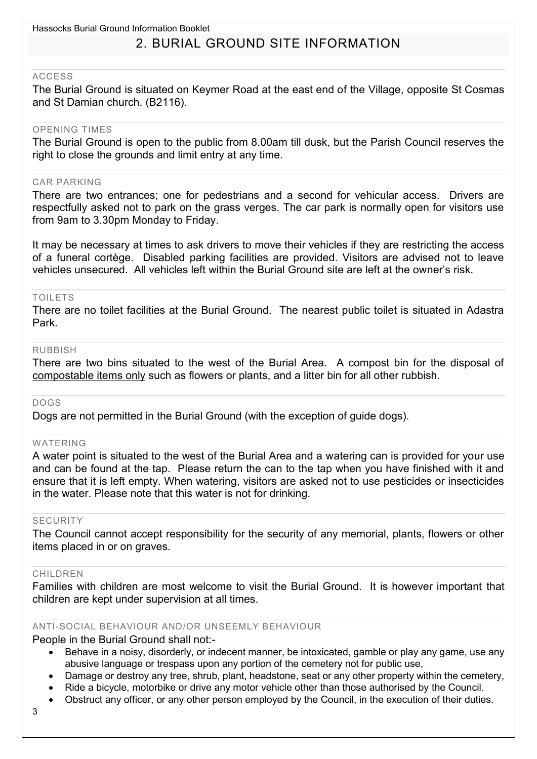## 2. BURIAL GROUND SITE INFORMATION

### ACCESS

The Burial Ground is situated on Keymer Road at the east end of the Village, opposite St Cosmas and St Damian church. (B2116).

### OPENING TIMES

The Burial Ground is open to the public from 8.00am till dusk, but the Parish Council reserves the right to close the grounds and limit entry at any time.

### CAR PARKING

There are two entrances; one for pedestrians and a second for vehicular access. Drivers are respectfully asked not to park on the grass verges. The car park is normally open for visitors use from 9am to 3.30pm Monday to Friday.

It may be necessary at times to ask drivers to move their vehicles if they are restricting the access of a funeral cortège. Disabled parking facilities are provided. Visitors are advised not to leave vehicles unsecured. All vehicles left within the Burial Ground site are left at the owner's risk.

### TOILETS

There are no toilet facilities at the Burial Ground. The nearest public toilet is situated in Adastra Park.

### RUBBISH

There are two bins situated to the west of the Burial Area. A compost bin for the disposal of compostable items only such as flowers or plants, and a litter bin for all other rubbish.

### DOGS

Dogs are not permitted in the Burial Ground (with the exception of guide dogs).

### WATERING

A water point is situated to the west of the Burial Area and a watering can is provided for your use and can be found at the tap. Please return the can to the tap when you have finished with it and ensure that it is left empty. When watering, visitors are asked not to use pesticides or insecticides in the water. Please note that this water is not for drinking.

### SECURITY

The Council cannot accept responsibility for the security of any memorial, plants, flowers or other items placed in or on graves.

### CHILDREN

Families with children are most welcome to visit the Burial Ground. It is however important that children are kept under supervision at all times.

### ANTI-SOCIAL BEHAVIOUR AND/OR UNSEEMLY BEHAVIOUR

People in the Burial Ground shall not:-

- Behave in a noisy, disorderly, or indecent manner, be intoxicated, gamble or play any game, use any abusive language or trespass upon any portion of the cemetery not for public use,
- Damage or destroy any tree, shrub, plant, headstone, seat or any other property within the cemetery,
- Ride a bicycle, motorbike or drive any motor vehicle other than those authorised by the Council.
- Obstruct any officer, or any other person employed by the Council, in the execution of their duties.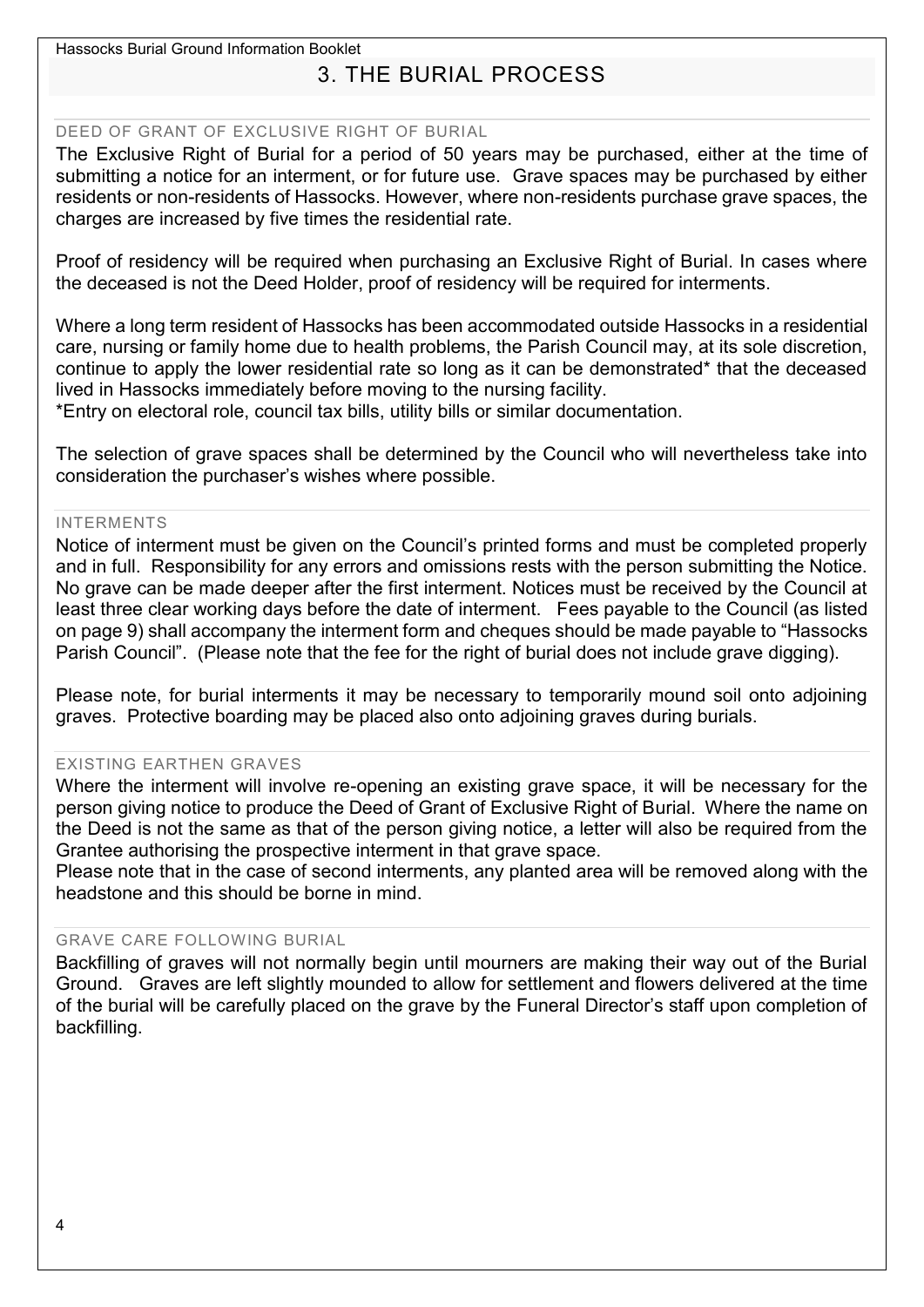# 3. THE BURIAL PROCESS

## DEED OF GRANT OF EXCLUSIVE RIGHT OF BURIAL

The Exclusive Right of Burial for a period of 50 years may be purchased, either at the time of submitting a notice for an interment, or for future use. Grave spaces may be purchased by either residents or non-residents of Hassocks. However, where non-residents purchase grave spaces, the charges are increased by five times the residential rate.

Proof of residency will be required when purchasing an Exclusive Right of Burial. In cases where the deceased is not the Deed Holder, proof of residency will be required for interments.

Where a long term resident of Hassocks has been accommodated outside Hassocks in a residential care, nursing or family home due to health problems, the Parish Council may, at its sole discretion, continue to apply the lower residential rate so long as it can be demonstrated* that the deceased lived in Hassocks immediately before moving to the nursing facility.
*Entry on electoral role, council tax bills, utility bills or similar documentation.

The selection of grave spaces shall be determined by the Council who will nevertheless take into consideration the purchaser's wishes where possible.

## INTERMENTS

Notice of interment must be given on the Council's printed forms and must be completed properly and in full. Responsibility for any errors and omissions rests with the person submitting the Notice. No grave can be made deeper after the first interment. Notices must be received by the Council at least three clear working days before the date of interment. Fees payable to the Council (as listed on page 9) shall accompany the interment form and cheques should be made payable to "Hassocks Parish Council". (Please note that the fee for the right of burial does not include grave digging).

Please note, for burial interments it may be necessary to temporarily mound soil onto adjoining graves. Protective boarding may be placed also onto adjoining graves during burials.

## EXISTING EARTHEN GRAVES

Where the interment will involve re-opening an existing grave space, it will be necessary for the person giving notice to produce the Deed of Grant of Exclusive Right of Burial. Where the name on the Deed is not the same as that of the person giving notice, a letter will also be required from the Grantee authorising the prospective interment in that grave space.
Please note that in the case of second interments, any planted area will be removed along with the headstone and this should be borne in mind.

## GRAVE CARE FOLLOWING BURIAL

Backfilling of graves will not normally begin until mourners are making their way out of the Burial Ground. Graves are left slightly mounded to allow for settlement and flowers delivered at the time of the burial will be carefully placed on the grave by the Funeral Director's staff upon completion of backfilling.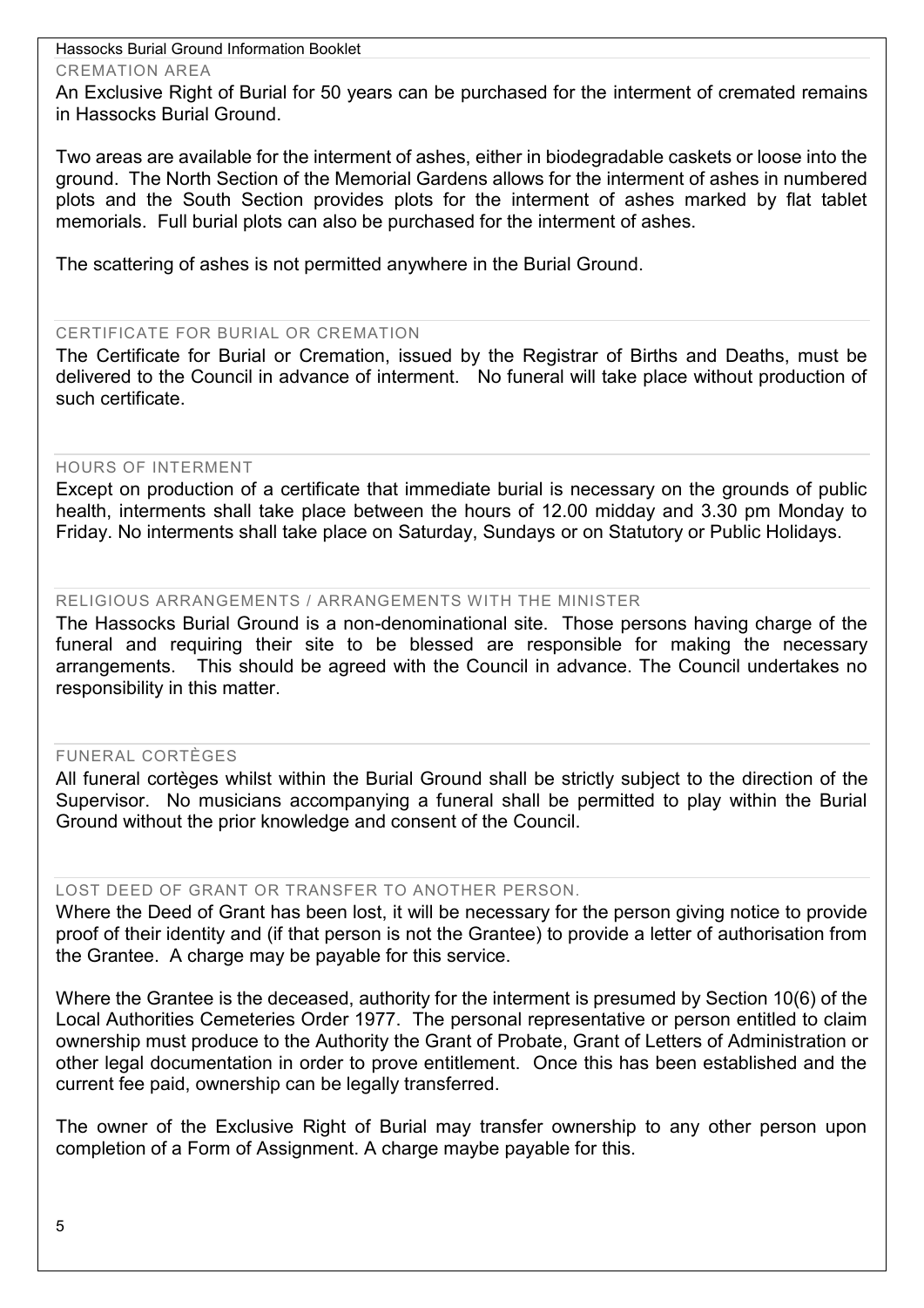## CREMATION AREA

An Exclusive Right of Burial for 50 years can be purchased for the interment of cremated remains in Hassocks Burial Ground.

Two areas are available for the interment of ashes, either in biodegradable caskets or loose into the ground. The North Section of the Memorial Gardens allows for the interment of ashes in numbered plots and the South Section provides plots for the interment of ashes marked by flat tablet memorials. Full burial plots can also be purchased for the interment of ashes.

The scattering of ashes is not permitted anywhere in the Burial Ground.

## CERTIFICATE FOR BURIAL OR CREMATION

The Certificate for Burial or Cremation, issued by the Registrar of Births and Deaths, must be delivered to the Council in advance of interment. No funeral will take place without production of such certificate.

## HOURS OF INTERMENT

Except on production of a certificate that immediate burial is necessary on the grounds of public health, interments shall take place between the hours of 12.00 midday and 3.30 pm Monday to Friday. No interments shall take place on Saturday, Sundays or on Statutory or Public Holidays.

## RELIGIOUS ARRANGEMENTS / ARRANGEMENTS WITH THE MINISTER

The Hassocks Burial Ground is a non-denominational site. Those persons having charge of the funeral and requiring their site to be blessed are responsible for making the necessary arrangements. This should be agreed with the Council in advance. The Council undertakes no responsibility in this matter.

## FUNERAL CORTÈGES

All funeral cortèges whilst within the Burial Ground shall be strictly subject to the direction of the Supervisor. No musicians accompanying a funeral shall be permitted to play within the Burial Ground without the prior knowledge and consent of the Council.

## LOST DEED OF GRANT OR TRANSFER TO ANOTHER PERSON.

Where the Deed of Grant has been lost, it will be necessary for the person giving notice to provide proof of their identity and (if that person is not the Grantee) to provide a letter of authorisation from the Grantee. A charge may be payable for this service.

Where the Grantee is the deceased, authority for the interment is presumed by Section 10(6) of the Local Authorities Cemeteries Order 1977. The personal representative or person entitled to claim ownership must produce to the Authority the Grant of Probate, Grant of Letters of Administration or other legal documentation in order to prove entitlement. Once this has been established and the current fee paid, ownership can be legally transferred.

The owner of the Exclusive Right of Burial may transfer ownership to any other person upon completion of a Form of Assignment. A charge maybe payable for this.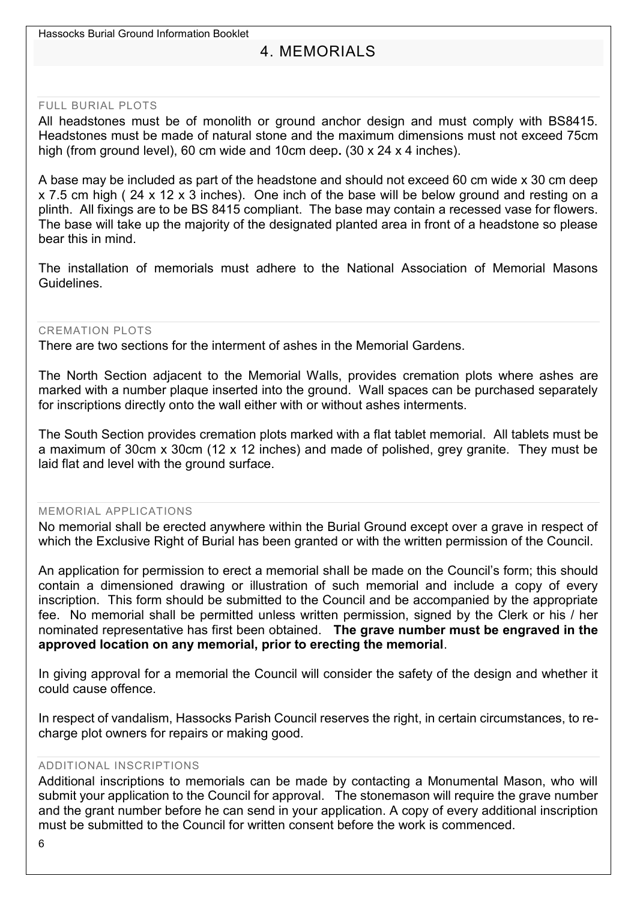## 4. MEMORIALS

### FULL BURIAL PLOTS

All headstones must be of monolith or ground anchor design and must comply with BS8415. Headstones must be made of natural stone and the maximum dimensions must not exceed 75cm high (from ground level), 60 cm wide and 10cm deep**.** (30 x 24 x 4 inches).

A base may be included as part of the headstone and should not exceed 60 cm wide x 30 cm deep x 7.5 cm high ( 24 x 12 x 3 inches). One inch of the base will be below ground and resting on a plinth. All fixings are to be BS 8415 compliant. The base may contain a recessed vase for flowers. The base will take up the majority of the designated planted area in front of a headstone so please bear this in mind.

The installation of memorials must adhere to the National Association of Memorial Masons Guidelines.

### CREMATION PLOTS

There are two sections for the interment of ashes in the Memorial Gardens.

The North Section adjacent to the Memorial Walls, provides cremation plots where ashes are marked with a number plaque inserted into the ground. Wall spaces can be purchased separately for inscriptions directly onto the wall either with or without ashes interments.

The South Section provides cremation plots marked with a flat tablet memorial. All tablets must be a maximum of 30cm x 30cm (12 x 12 inches) and made of polished, grey granite. They must be laid flat and level with the ground surface.

### MEMORIAL APPLICATIONS

No memorial shall be erected anywhere within the Burial Ground except over a grave in respect of which the Exclusive Right of Burial has been granted or with the written permission of the Council.

An application for permission to erect a memorial shall be made on the Council's form; this should contain a dimensioned drawing or illustration of such memorial and include a copy of every inscription. This form should be submitted to the Council and be accompanied by the appropriate fee. No memorial shall be permitted unless written permission, signed by the Clerk or his / her nominated representative has first been obtained. **The grave number must be engraved in the approved location on any memorial, prior to erecting the memorial**.

In giving approval for a memorial the Council will consider the safety of the design and whether it could cause offence.

In respect of vandalism, Hassocks Parish Council reserves the right, in certain circumstances, to re-charge plot owners for repairs or making good.

### ADDITIONAL INSCRIPTIONS

Additional inscriptions to memorials can be made by contacting a Monumental Mason, who will submit your application to the Council for approval. The stonemason will require the grave number and the grant number before he can send in your application. A copy of every additional inscription must be submitted to the Council for written consent before the work is commenced.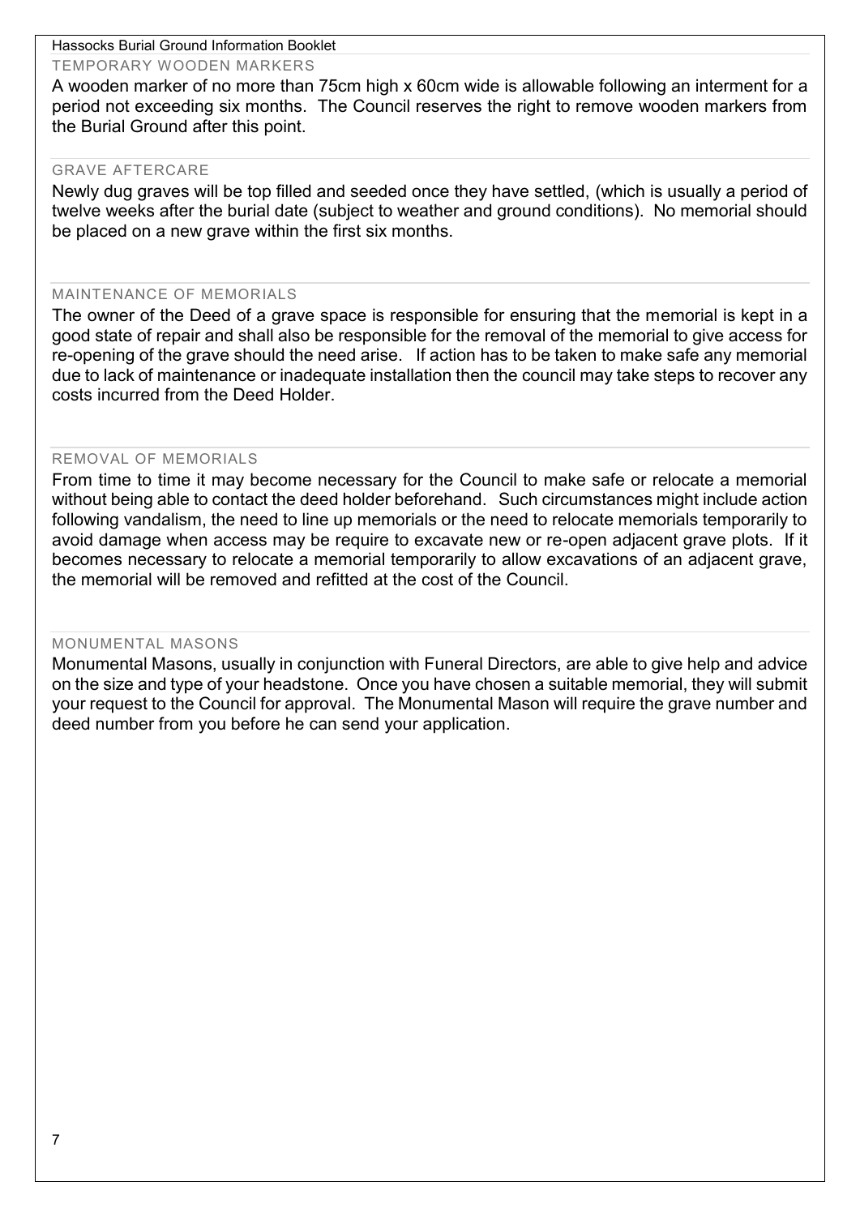## TEMPORARY WOODEN MARKERS

A wooden marker of no more than 75cm high x 60cm wide is allowable following an interment for a period not exceeding six months. The Council reserves the right to remove wooden markers from the Burial Ground after this point.

## GRAVE AFTERCARE

Newly dug graves will be top filled and seeded once they have settled, (which is usually a period of twelve weeks after the burial date (subject to weather and ground conditions). No memorial should be placed on a new grave within the first six months.

## MAINTENANCE OF MEMORIALS

The owner of the Deed of a grave space is responsible for ensuring that the memorial is kept in a good state of repair and shall also be responsible for the removal of the memorial to give access for re-opening of the grave should the need arise. If action has to be taken to make safe any memorial due to lack of maintenance or inadequate installation then the council may take steps to recover any costs incurred from the Deed Holder.

## REMOVAL OF MEMORIALS

From time to time it may become necessary for the Council to make safe or relocate a memorial without being able to contact the deed holder beforehand. Such circumstances might include action following vandalism, the need to line up memorials or the need to relocate memorials temporarily to avoid damage when access may be require to excavate new or re-open adjacent grave plots. If it becomes necessary to relocate a memorial temporarily to allow excavations of an adjacent grave, the memorial will be removed and refitted at the cost of the Council.

## MONUMENTAL MASONS

Monumental Masons, usually in conjunction with Funeral Directors, are able to give help and advice on the size and type of your headstone. Once you have chosen a suitable memorial, they will submit your request to the Council for approval. The Monumental Mason will require the grave number and deed number from you before he can send your application.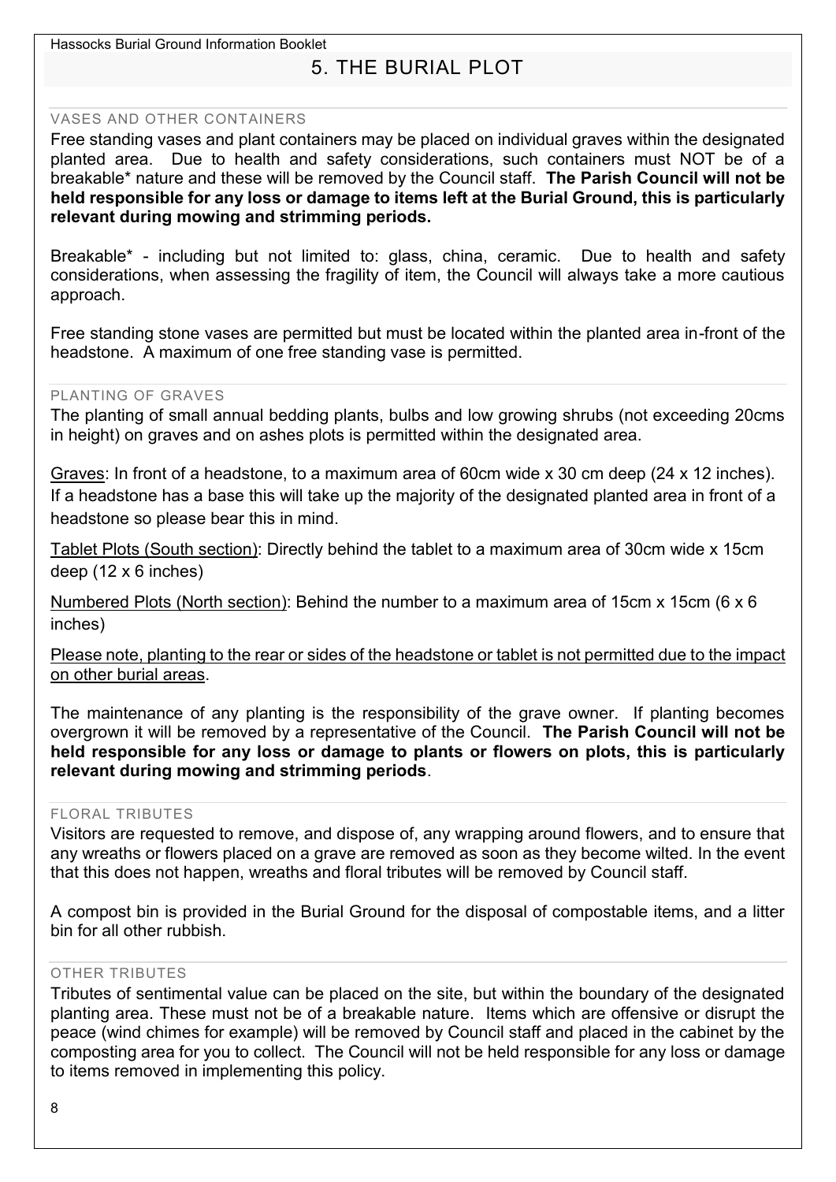## 5. THE BURIAL PLOT

### VASES AND OTHER CONTAINERS

Free standing vases and plant containers may be placed on individual graves within the designated planted area. Due to health and safety considerations, such containers must NOT be of a breakable* nature and these will be removed by the Council staff. **The Parish Council will not be held responsible for any loss or damage to items left at the Burial Ground, this is particularly relevant during mowing and strimming periods.**

Breakable* - including but not limited to: glass, china, ceramic. Due to health and safety considerations, when assessing the fragility of item, the Council will always take a more cautious approach.

Free standing stone vases are permitted but must be located within the planted area in-front of the headstone. A maximum of one free standing vase is permitted.

### PLANTING OF GRAVES

The planting of small annual bedding plants, bulbs and low growing shrubs (not exceeding 20cms in height) on graves and on ashes plots is permitted within the designated area.

<u>Graves</u>: In front of a headstone, to a maximum area of 60cm wide x 30 cm deep (24 x 12 inches). If a headstone has a base this will take up the majority of the designated planted area in front of a headstone so please bear this in mind.

<u>Tablet Plots (South section)</u>: Directly behind the tablet to a maximum area of 30cm wide x 15cm deep (12 x 6 inches)

<u>Numbered Plots (North section)</u>: Behind the number to a maximum area of 15cm x 15cm (6 x 6 inches)

<u>Please note, planting to the rear or sides of the headstone or tablet is not permitted due to the impact on other burial areas</u>.

The maintenance of any planting is the responsibility of the grave owner. If planting becomes overgrown it will be removed by a representative of the Council. **The Parish Council will not be held responsible for any loss or damage to plants or flowers on plots, this is particularly relevant during mowing and strimming periods**.

### FLORAL TRIBUTES

Visitors are requested to remove, and dispose of, any wrapping around flowers, and to ensure that any wreaths or flowers placed on a grave are removed as soon as they become wilted. In the event that this does not happen, wreaths and floral tributes will be removed by Council staff.

A compost bin is provided in the Burial Ground for the disposal of compostable items, and a litter bin for all other rubbish.

### OTHER TRIBUTES

Tributes of sentimental value can be placed on the site, but within the boundary of the designated planting area. These must not be of a breakable nature. Items which are offensive or disrupt the peace (wind chimes for example) will be removed by Council staff and placed in the cabinet by the composting area for you to collect. The Council will not be held responsible for any loss or damage to items removed in implementing this policy.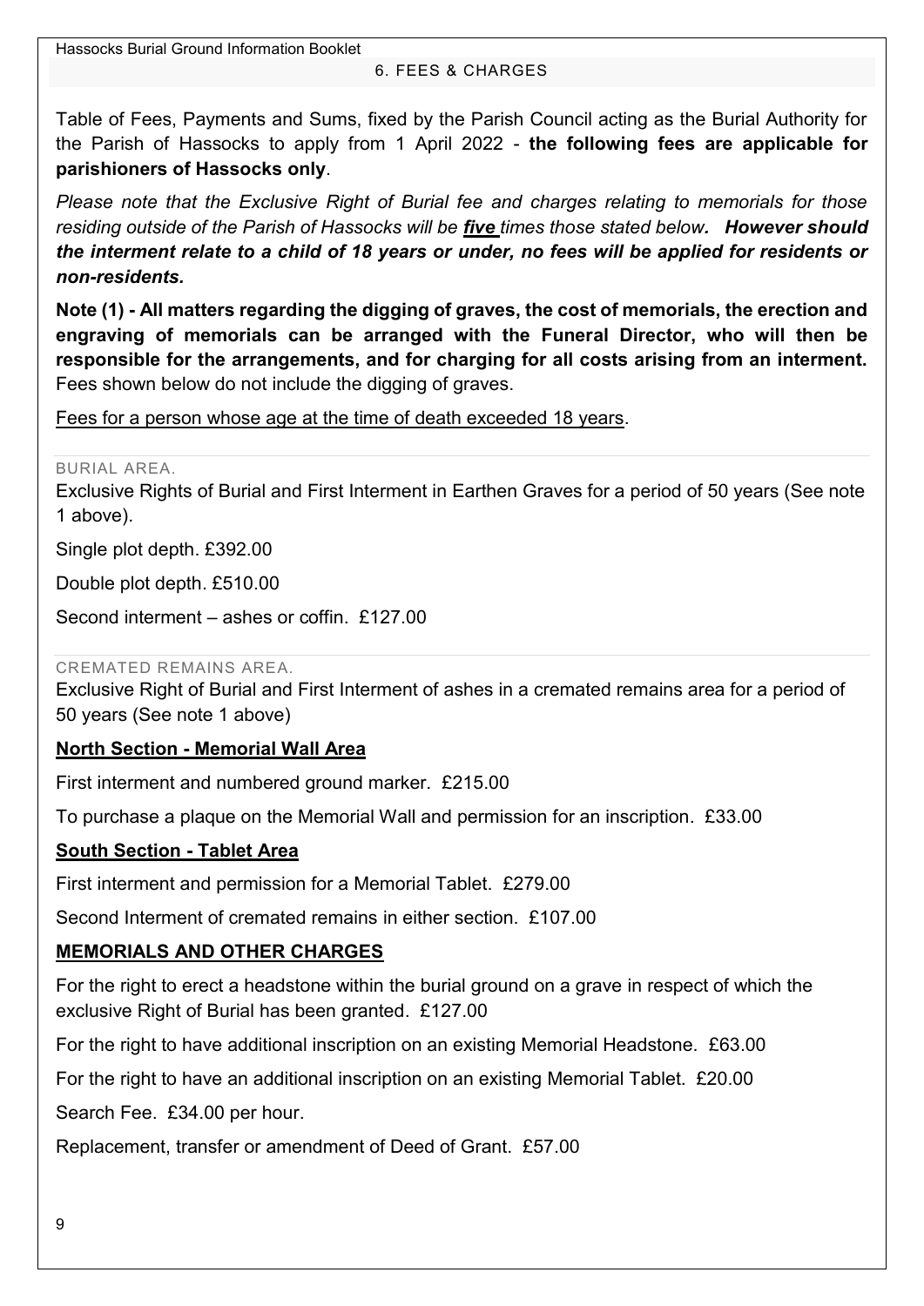## 6. FEES & CHARGES

Table of Fees, Payments and Sums, fixed by the Parish Council acting as the Burial Authority for the Parish of Hassocks to apply from 1 April 2022 - **the following fees are applicable for parishioners of Hassocks only**.

*Please note that the Exclusive Right of Burial fee and charges relating to memorials for those residing outside of the Parish of Hassocks will be **five** times those stated below. **However should the interment relate to a child of 18 years or under, no fees will be applied for residents or non-residents.***

**Note (1) - All matters regarding the digging of graves, the cost of memorials, the erection and engraving of memorials can be arranged with the Funeral Director, who will then be responsible for the arrangements, and for charging for all costs arising from an interment.** Fees shown below do not include the digging of graves.

Fees for a person whose age at the time of death exceeded 18 years.

### BURIAL AREA.

Exclusive Rights of Burial and First Interment in Earthen Graves for a period of 50 years (See note 1 above).

Single plot depth. £392.00

Double plot depth. £510.00

Second interment – ashes or coffin. £127.00

### CREMATED REMAINS AREA.

Exclusive Right of Burial and First Interment of ashes in a cremated remains area for a period of 50 years (See note 1 above)

**North Section - Memorial Wall Area**

First interment and numbered ground marker. £215.00

To purchase a plaque on the Memorial Wall and permission for an inscription. £33.00

**South Section - Tablet Area**

First interment and permission for a Memorial Tablet. £279.00

Second Interment of cremated remains in either section. £107.00

**MEMORIALS AND OTHER CHARGES**

For the right to erect a headstone within the burial ground on a grave in respect of which the exclusive Right of Burial has been granted. £127.00

For the right to have additional inscription on an existing Memorial Headstone. £63.00

For the right to have an additional inscription on an existing Memorial Tablet. £20.00

Search Fee. £34.00 per hour.

Replacement, transfer or amendment of Deed of Grant. £57.00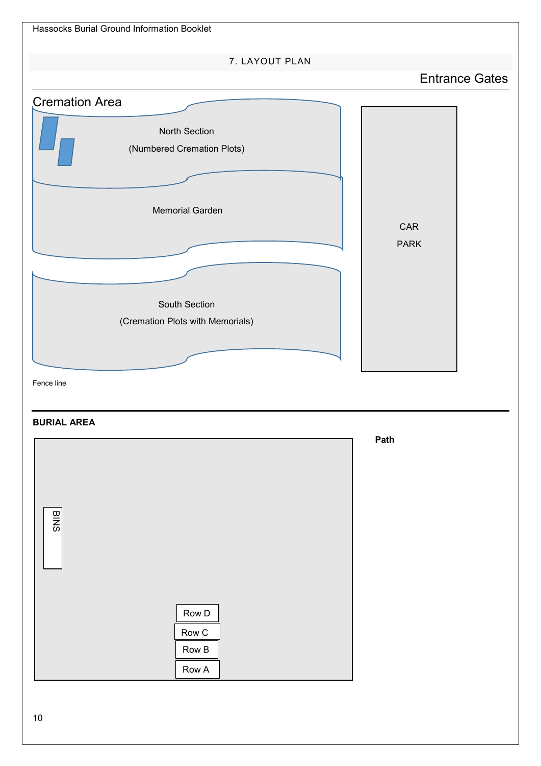## 7. LAYOUT PLAN

Entrance Gates

Cremation Area

North Section

(Numbered Cremation Plots)

Memorial Garden

South Section

(Cremation Plots with Memorials)

CAR

PARK

Fence line

**BURIAL AREA**

**Path**

BINS

Row D

Row C

Row B

Row A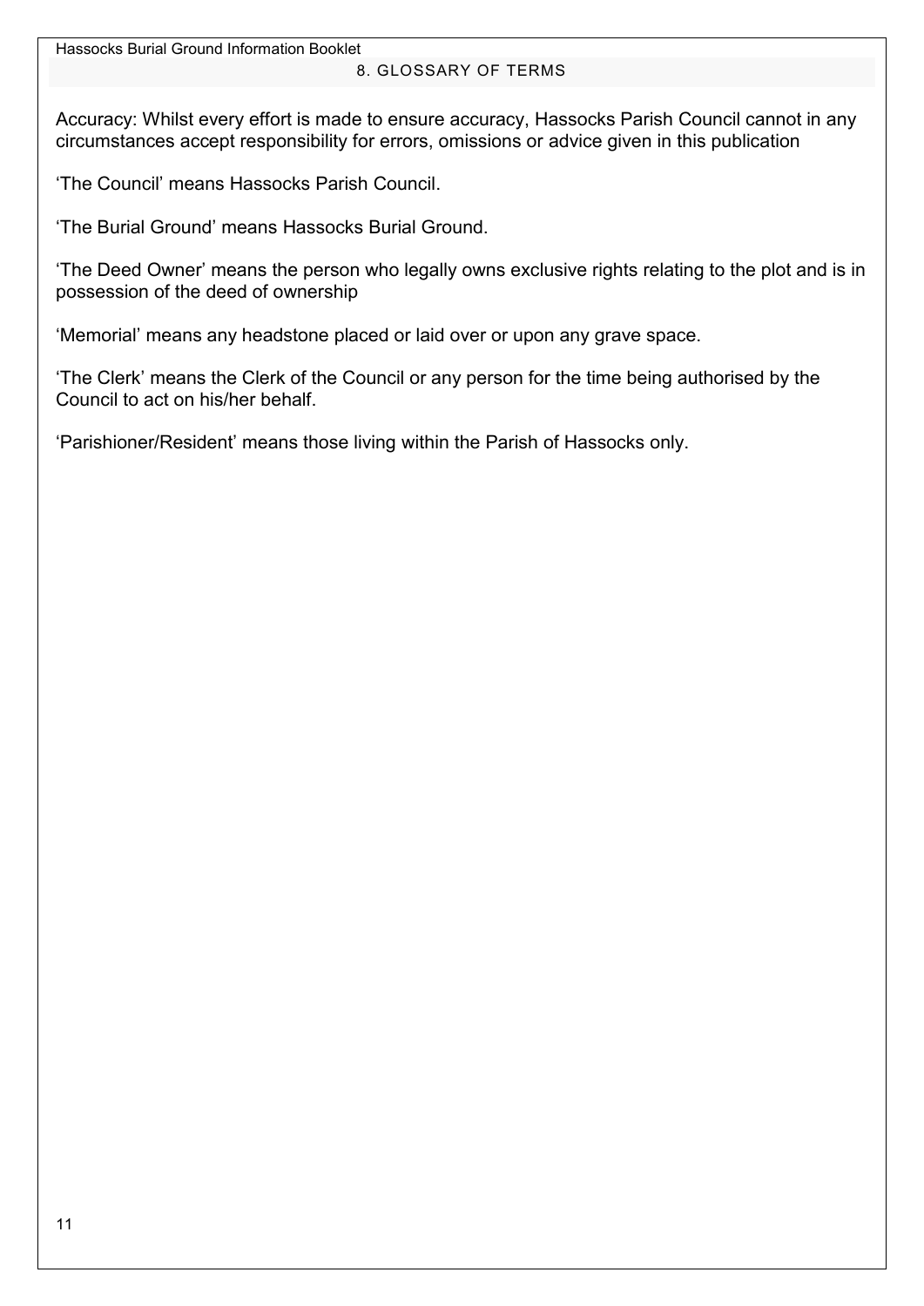## 8. GLOSSARY OF TERMS

Accuracy: Whilst every effort is made to ensure accuracy, Hassocks Parish Council cannot in any circumstances accept responsibility for errors, omissions or advice given in this publication

'The Council' means Hassocks Parish Council.

'The Burial Ground' means Hassocks Burial Ground.

'The Deed Owner' means the person who legally owns exclusive rights relating to the plot and is in possession of the deed of ownership

'Memorial' means any headstone placed or laid over or upon any grave space.

'The Clerk' means the Clerk of the Council or any person for the time being authorised by the Council to act on his/her behalf.

'Parishioner/Resident' means those living within the Parish of Hassocks only.